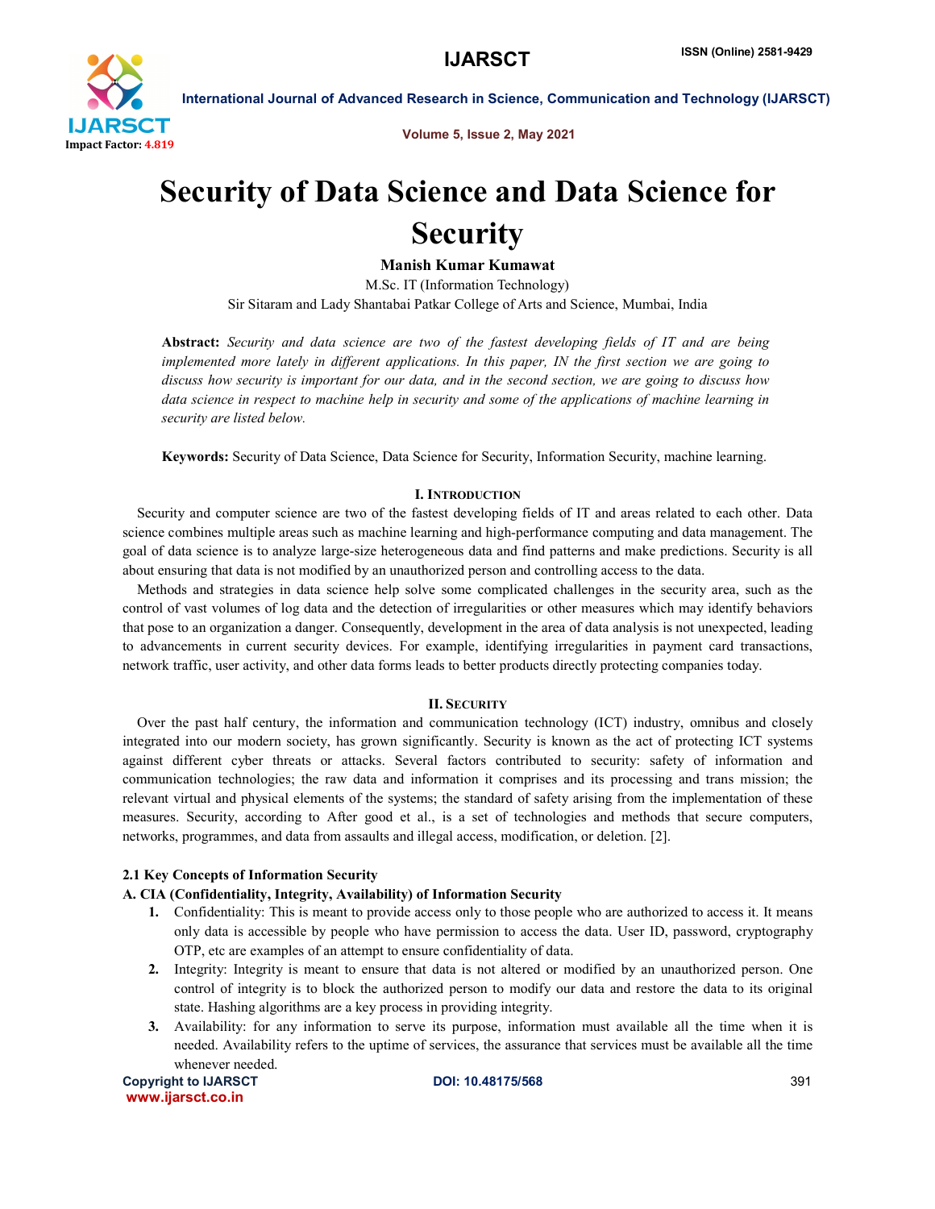# Security of Data Science and Data Science for Security

**Manish Kumar Kumawat**

M.Sc. IT (Information Technology)

Sir Sitaram and Lady Shantabai Patkar College of Arts and Science, Mumbai, India

**Abstract:** *Security and data science are two of the fastest developing fields of IT and are being implemented more lately in different applications. In this paper, IN the first section we are going to discuss how security is important for our data, and in the second section, we are going to discuss how data science in respect to machine help in security and some of the applications of machine learning in security are listed below.*

**Keywords:** Security of Data Science, Data Science for Security, Information Security, machine learning.

## I. Introduction

Security and computer science are two of the fastest developing fields of IT and areas related to each other. Data science combines multiple areas such as machine learning and high-performance computing and data management. The goal of data science is to analyze large-size heterogeneous data and find patterns and make predictions. Security is all about ensuring that data is not modified by an unauthorized person and controlling access to the data.

Methods and strategies in data science help solve some complicated challenges in the security area, such as the control of vast volumes of log data and the detection of irregularities or other measures which may identify behaviors that pose to an organization a danger. Consequently, development in the area of data analysis is not unexpected, leading to advancements in current security devices. For example, identifying irregularities in payment card transactions, network traffic, user activity, and other data forms leads to better products directly protecting companies today.

## II. Security

Over the past half century, the information and communication technology (ICT) industry, omnibus and closely integrated into our modern society, has grown significantly. Security is known as the act of protecting ICT systems against different cyber threats or attacks. Several factors contributed to security: safety of information and communication technologies; the raw data and information it comprises and its processing and trans mission; the relevant virtual and physical elements of the systems; the standard of safety arising from the implementation of these measures. Security, according to After good et al., is a set of technologies and methods that secure computers, networks, programmes, and data from assaults and illegal access, modification, or deletion. [2].

### 2.1 Key Concepts of Information Security

#### A. CIA (Confidentiality, Integrity, Availability) of Information Security

1. Confidentiality: This is meant to provide access only to those people who are authorized to access it. It means only data is accessible by people who have permission to access the data. User ID, password, cryptography OTP, etc are examples of an attempt to ensure confidentiality of data.
2. Integrity: Integrity is meant to ensure that data is not altered or modified by an unauthorized person. One control of integrity is to block the authorized person to modify our data and restore the data to its original state. Hashing algorithms are a key process in providing integrity.
3. Availability: for any information to serve its purpose, information must available all the time when it is needed. Availability refers to the uptime of services, the assurance that services must be available all the time whenever needed.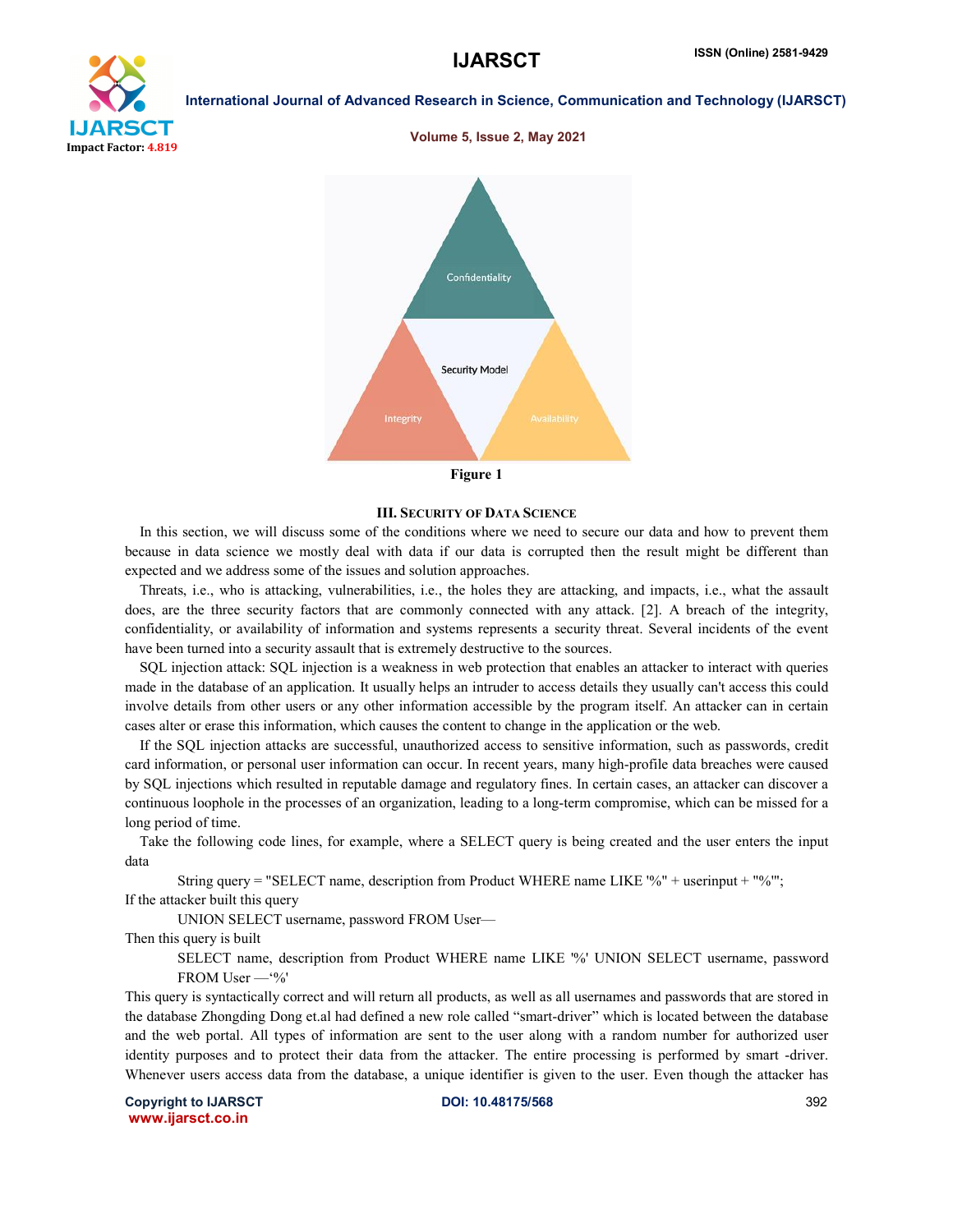Confidentiality

Security Model

Integrity

Availability

Figure 1

## III. Security of Data Science

In this section, we will discuss some of the conditions where we need to secure our data and how to prevent them because in data science we mostly deal with data if our data is corrupted then the result might be different than expected and we address some of the issues and solution approaches.

Threats, i.e., who is attacking, vulnerabilities, i.e., the holes they are attacking, and impacts, i.e., what the assault does, are the three security factors that are commonly connected with any attack. [2]. A breach of the integrity, confidentiality, or availability of information and systems represents a security threat. Several incidents of the event have been turned into a security assault that is extremely destructive to the sources.

SQL injection attack: SQL injection is a weakness in web protection that enables an attacker to interact with queries made in the database of an application. It usually helps an intruder to access details they usually can't access this could involve details from other users or any other information accessible by the program itself. An attacker can in certain cases alter or erase this information, which causes the content to change in the application or the web.

If the SQL injection attacks are successful, unauthorized access to sensitive information, such as passwords, credit card information, or personal user information can occur. In recent years, many high-profile data breaches were caused by SQL injections which resulted in reputable damage and regulatory fines. In certain cases, an attacker can discover a continuous loophole in the processes of an organization, leading to a long-term compromise, which can be missed for a long period of time.

Take the following code lines, for example, where a SELECT query is being created and the user enters the input data

```
String query = "SELECT name, description from Product WHERE name LIKE '%" + userinput + "%'";
```

If the attacker built this query

```
UNION SELECT username, password FROM User—
```

Then this query is built

```
SELECT name, description from Product WHERE name LIKE '%' UNION SELECT username, password FROM User —'%'
```

This query is syntactically correct and will return all products, as well as all usernames and passwords that are stored in the database Zhongding Dong et.al had defined a new role called "smart-driver" which is located between the database and the web portal. All types of information are sent to the user along with a random number for authorized user identity purposes and to protect their data from the attacker. The entire processing is performed by smart -driver. Whenever users access data from the database, a unique identifier is given to the user. Even though the attacker has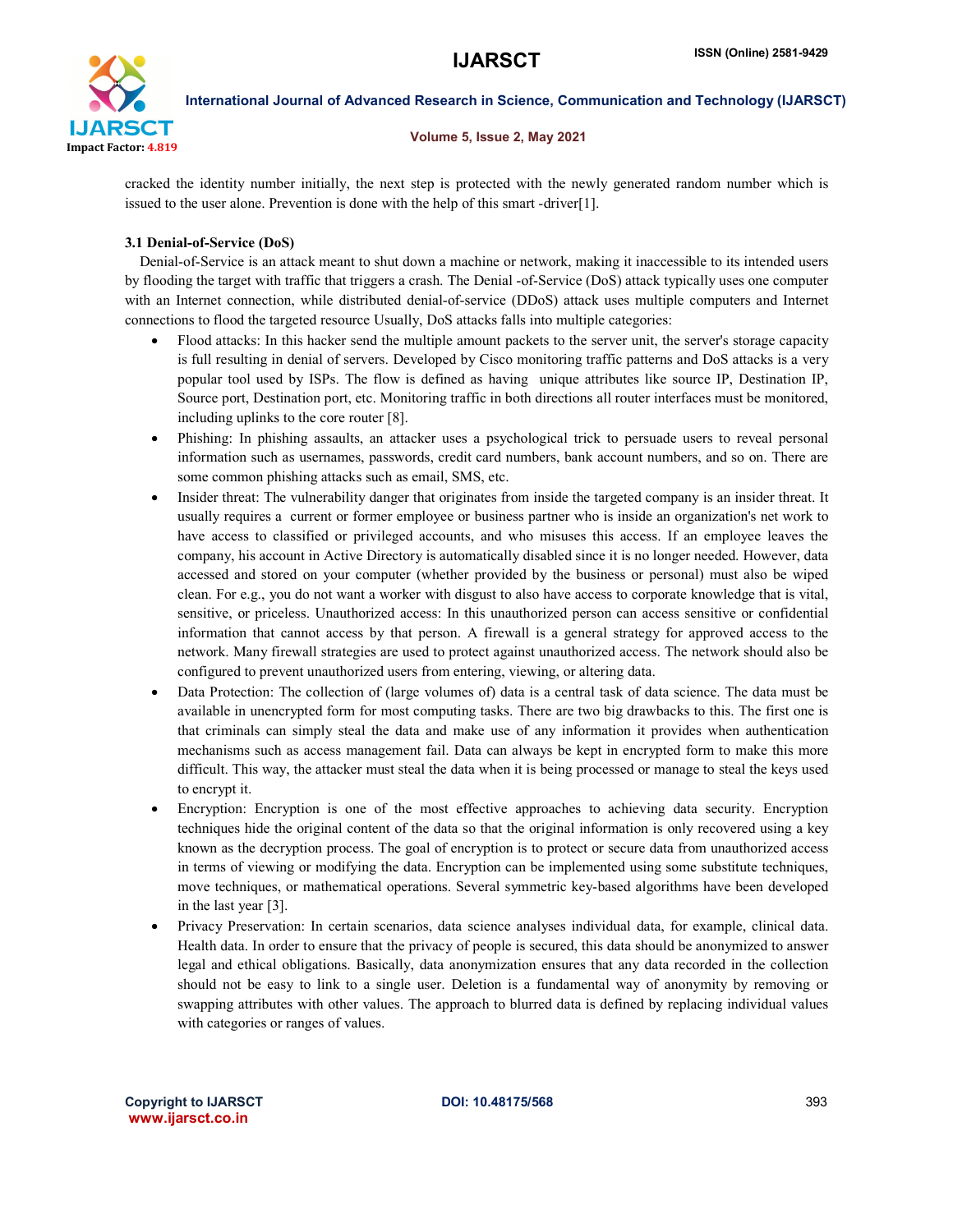cracked the identity number initially, the next step is protected with the newly generated random number which is issued to the user alone. Prevention is done with the help of this smart -driver[1].

### 3.1 Denial-of-Service (DoS)

Denial-of-Service is an attack meant to shut down a machine or network, making it inaccessible to its intended users by flooding the target with traffic that triggers a crash. The Denial -of-Service (DoS) attack typically uses one computer with an Internet connection, while distributed denial-of-service (DDoS) attack uses multiple computers and Internet connections to flood the targeted resource Usually, DoS attacks falls into multiple categories:

- Flood attacks: In this hacker send the multiple amount packets to the server unit, the server's storage capacity is full resulting in denial of servers. Developed by Cisco monitoring traffic patterns and DoS attacks is a very popular tool used by ISPs. The flow is defined as having unique attributes like source IP, Destination IP, Source port, Destination port, etc. Monitoring traffic in both directions all router interfaces must be monitored, including uplinks to the core router [8].
- Phishing: In phishing assaults, an attacker uses a psychological trick to persuade users to reveal personal information such as usernames, passwords, credit card numbers, bank account numbers, and so on. There are some common phishing attacks such as email, SMS, etc.
- Insider threat: The vulnerability danger that originates from inside the targeted company is an insider threat. It usually requires a current or former employee or business partner who is inside an organization's net work to have access to classified or privileged accounts, and who misuses this access. If an employee leaves the company, his account in Active Directory is automatically disabled since it is no longer needed. However, data accessed and stored on your computer (whether provided by the business or personal) must also be wiped clean. For e.g., you do not want a worker with disgust to also have access to corporate knowledge that is vital, sensitive, or priceless. Unauthorized access: In this unauthorized person can access sensitive or confidential information that cannot access by that person. A firewall is a general strategy for approved access to the network. Many firewall strategies are used to protect against unauthorized access. The network should also be configured to prevent unauthorized users from entering, viewing, or altering data.
- Data Protection: The collection of (large volumes of) data is a central task of data science. The data must be available in unencrypted form for most computing tasks. There are two big drawbacks to this. The first one is that criminals can simply steal the data and make use of any information it provides when authentication mechanisms such as access management fail. Data can always be kept in encrypted form to make this more difficult. This way, the attacker must steal the data when it is being processed or manage to steal the keys used to encrypt it.
- Encryption: Encryption is one of the most effective approaches to achieving data security. Encryption techniques hide the original content of the data so that the original information is only recovered using a key known as the decryption process. The goal of encryption is to protect or secure data from unauthorized access in terms of viewing or modifying the data. Encryption can be implemented using some substitute techniques, move techniques, or mathematical operations. Several symmetric key-based algorithms have been developed in the last year [3].
- Privacy Preservation: In certain scenarios, data science analyses individual data, for example, clinical data. Health data. In order to ensure that the privacy of people is secured, this data should be anonymized to answer legal and ethical obligations. Basically, data anonymization ensures that any data recorded in the collection should not be easy to link to a single user. Deletion is a fundamental way of anonymity by removing or swapping attributes with other values. The approach to blurred data is defined by replacing individual values with categories or ranges of values.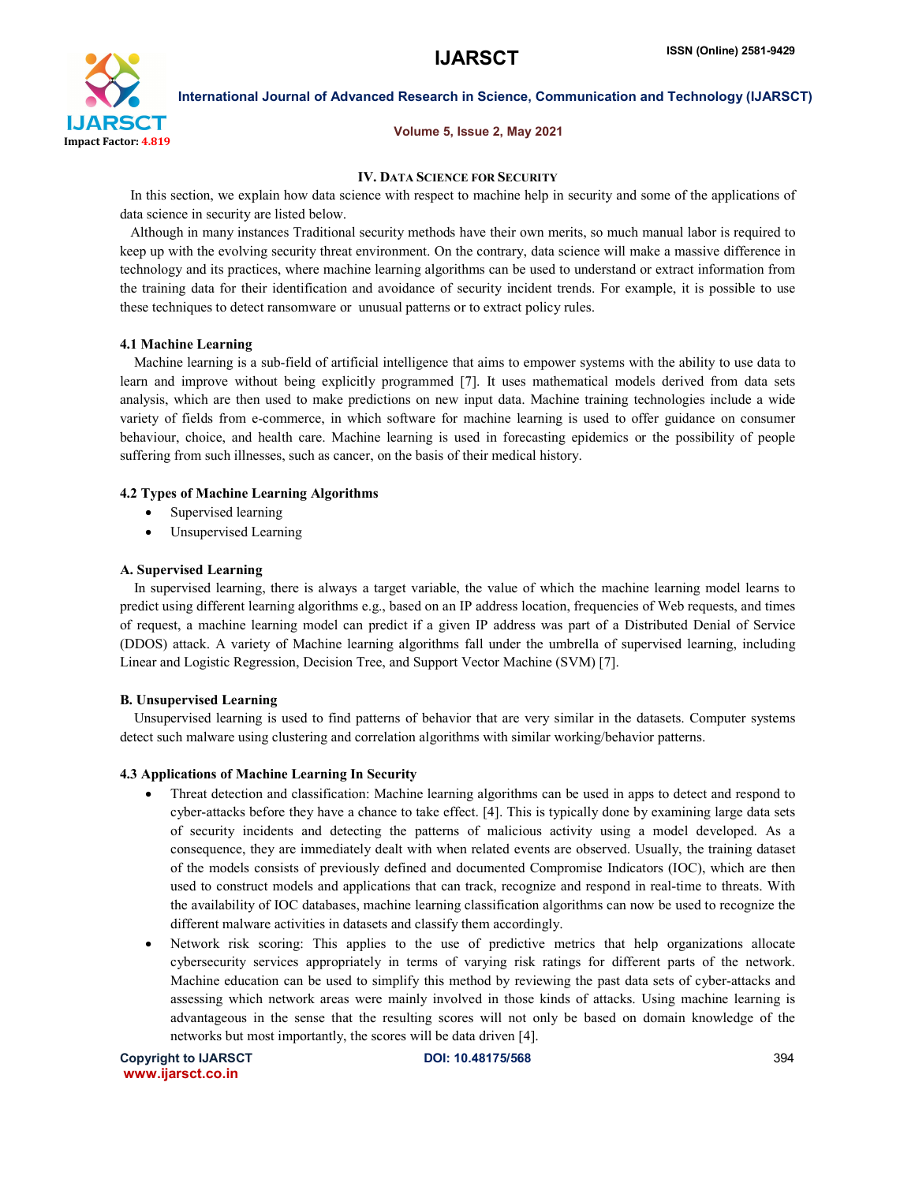## IV. Data Science for Security

In this section, we explain how data science with respect to machine help in security and some of the applications of data science in security are listed below.

Although in many instances Traditional security methods have their own merits, so much manual labor is required to keep up with the evolving security threat environment. On the contrary, data science will make a massive difference in technology and its practices, where machine learning algorithms can be used to understand or extract information from the training data for their identification and avoidance of security incident trends. For example, it is possible to use these techniques to detect ransomware or unusual patterns or to extract policy rules.

### 4.1 Machine Learning

Machine learning is a sub-field of artificial intelligence that aims to empower systems with the ability to use data to learn and improve without being explicitly programmed [7]. It uses mathematical models derived from data sets analysis, which are then used to make predictions on new input data. Machine training technologies include a wide variety of fields from e-commerce, in which software for machine learning is used to offer guidance on consumer behaviour, choice, and health care. Machine learning is used in forecasting epidemics or the possibility of people suffering from such illnesses, such as cancer, on the basis of their medical history.

### 4.2 Types of Machine Learning Algorithms

- Supervised learning
- Unsupervised Learning

#### A. Supervised Learning

In supervised learning, there is always a target variable, the value of which the machine learning model learns to predict using different learning algorithms e.g., based on an IP address location, frequencies of Web requests, and times of request, a machine learning model can predict if a given IP address was part of a Distributed Denial of Service (DDOS) attack. A variety of Machine learning algorithms fall under the umbrella of supervised learning, including Linear and Logistic Regression, Decision Tree, and Support Vector Machine (SVM) [7].

#### B. Unsupervised Learning

Unsupervised learning is used to find patterns of behavior that are very similar in the datasets. Computer systems detect such malware using clustering and correlation algorithms with similar working/behavior patterns.

### 4.3 Applications of Machine Learning In Security

- Threat detection and classification: Machine learning algorithms can be used in apps to detect and respond to cyber-attacks before they have a chance to take effect. [4]. This is typically done by examining large data sets of security incidents and detecting the patterns of malicious activity using a model developed. As a consequence, they are immediately dealt with when related events are observed. Usually, the training dataset of the models consists of previously defined and documented Compromise Indicators (IOC), which are then used to construct models and applications that can track, recognize and respond in real-time to threats. With the availability of IOC databases, machine learning classification algorithms can now be used to recognize the different malware activities in datasets and classify them accordingly.
- Network risk scoring: This applies to the use of predictive metrics that help organizations allocate cybersecurity services appropriately in terms of varying risk ratings for different parts of the network. Machine education can be used to simplify this method by reviewing the past data sets of cyber-attacks and assessing which network areas were mainly involved in those kinds of attacks. Using machine learning is advantageous in the sense that the resulting scores will not only be based on domain knowledge of the networks but most importantly, the scores will be data driven [4].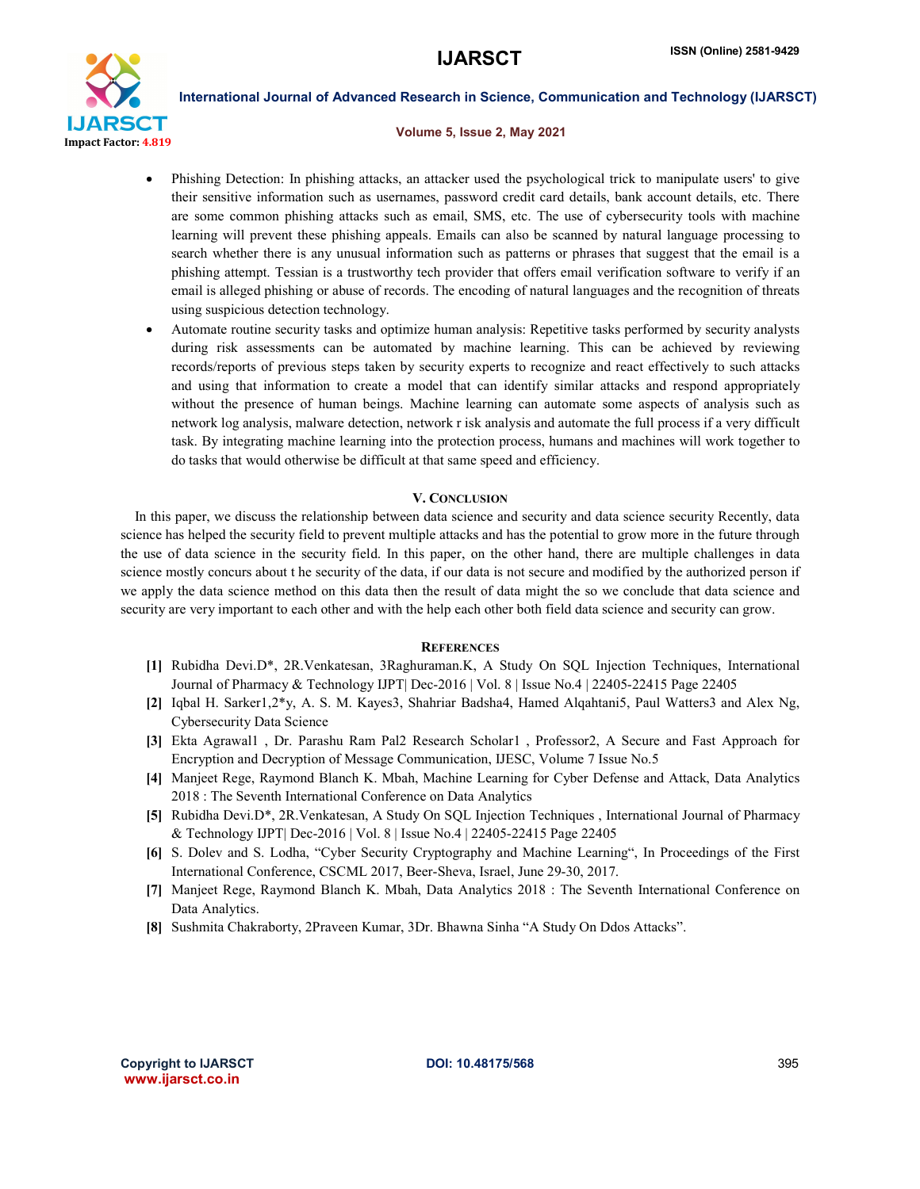- Phishing Detection: In phishing attacks, an attacker used the psychological trick to manipulate users' to give their sensitive information such as usernames, password credit card details, bank account details, etc. There are some common phishing attacks such as email, SMS, etc. The use of cybersecurity tools with machine learning will prevent these phishing appeals. Emails can also be scanned by natural language processing to search whether there is any unusual information such as patterns or phrases that suggest that the email is a phishing attempt. Tessian is a trustworthy tech provider that offers email verification software to verify if an email is alleged phishing or abuse of records. The encoding of natural languages and the recognition of threats using suspicious detection technology.
- Automate routine security tasks and optimize human analysis: Repetitive tasks performed by security analysts during risk assessments can be automated by machine learning. This can be achieved by reviewing records/reports of previous steps taken by security experts to recognize and react effectively to such attacks and using that information to create a model that can identify similar attacks and respond appropriately without the presence of human beings. Machine learning can automate some aspects of analysis such as network log analysis, malware detection, network r isk analysis and automate the full process if a very difficult task. By integrating machine learning into the protection process, humans and machines will work together to do tasks that would otherwise be difficult at that same speed and efficiency.

## V. Conclusion

In this paper, we discuss the relationship between data science and security and data science security Recently, data science has helped the security field to prevent multiple attacks and has the potential to grow more in the future through the use of data science in the security field. In this paper, on the other hand, there are multiple challenges in data science mostly concurs about t he security of the data, if our data is not secure and modified by the authorized person if we apply the data science method on this data then the result of data might the so we conclude that data science and security are very important to each other and with the help each other both field data science and security can grow.

## References

[1] Rubidha Devi.D*, 2R.Venkatesan, 3Raghuraman.K, A Study On SQL Injection Techniques, International Journal of Pharmacy & Technology IJPT| Dec-2016 | Vol. 8 | Issue No.4 | 22405-22415 Page 22405

[2] Iqbal H. Sarker1,2*y, A. S. M. Kayes3, Shahriar Badsha4, Hamed Alqahtani5, Paul Watters3 and Alex Ng, Cybersecurity Data Science

[3] Ekta Agrawal1 , Dr. Parashu Ram Pal2 Research Scholar1 , Professor2, A Secure and Fast Approach for Encryption and Decryption of Message Communication, IJESC, Volume 7 Issue No.5

[4] Manjeet Rege, Raymond Blanch K. Mbah, Machine Learning for Cyber Defense and Attack, Data Analytics 2018 : The Seventh International Conference on Data Analytics

[5] Rubidha Devi.D*, 2R.Venkatesan, A Study On SQL Injection Techniques , International Journal of Pharmacy & Technology IJPT| Dec-2016 | Vol. 8 | Issue No.4 | 22405-22415 Page 22405

[6] S. Dolev and S. Lodha, "Cyber Security Cryptography and Machine Learning", In Proceedings of the First International Conference, CSCML 2017, Beer-Sheva, Israel, June 29-30, 2017.

[7] Manjeet Rege, Raymond Blanch K. Mbah, Data Analytics 2018 : The Seventh International Conference on Data Analytics.

[8] Sushmita Chakraborty, 2Praveen Kumar, 3Dr. Bhawna Sinha "A Study On Ddos Attacks".